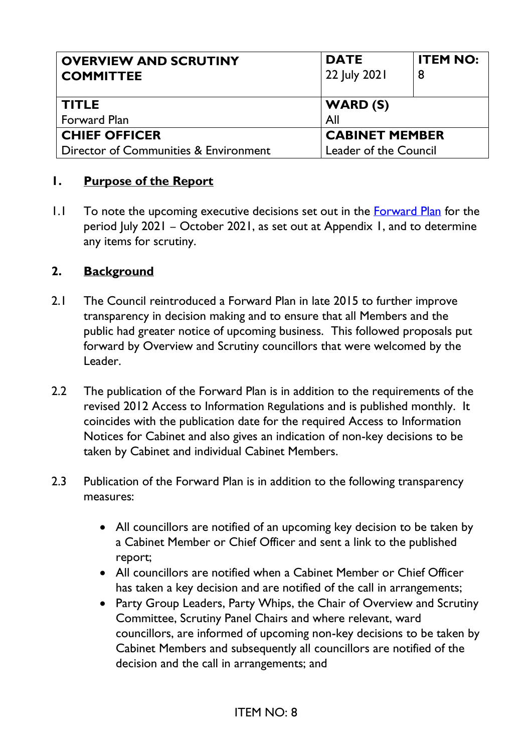| OVERVIEW AND SCRUTINY COMMITTEE | DATE<br>22 July 2021 | ITEM NO:<br>8 |
|---|---|---|
| **TITLE**<br>Forward Plan | **WARD (S)**<br>All | |
| **CHIEF OFFICER**<br>Director of Communities & Environment | **CABINET MEMBER**<br>Leader of the Council | |

## 1. Purpose of the Report

1.1 To note the upcoming executive decisions set out in the Forward Plan for the period July 2021 – October 2021, as set out at Appendix 1, and to determine any items for scrutiny.

## 2. Background

2.1 The Council reintroduced a Forward Plan in late 2015 to further improve transparency in decision making and to ensure that all Members and the public had greater notice of upcoming business. This followed proposals put forward by Overview and Scrutiny councillors that were welcomed by the Leader.

2.2 The publication of the Forward Plan is in addition to the requirements of the revised 2012 Access to Information Regulations and is published monthly. It coincides with the publication date for the required Access to Information Notices for Cabinet and also gives an indication of non-key decisions to be taken by Cabinet and individual Cabinet Members.

2.3 Publication of the Forward Plan is in addition to the following transparency measures:

- All councillors are notified of an upcoming key decision to be taken by a Cabinet Member or Chief Officer and sent a link to the published report;
- All councillors are notified when a Cabinet Member or Chief Officer has taken a key decision and are notified of the call in arrangements;
- Party Group Leaders, Party Whips, the Chair of Overview and Scrutiny Committee, Scrutiny Panel Chairs and where relevant, ward councillors, are informed of upcoming non-key decisions to be taken by Cabinet Members and subsequently all councillors are notified of the decision and the call in arrangements; and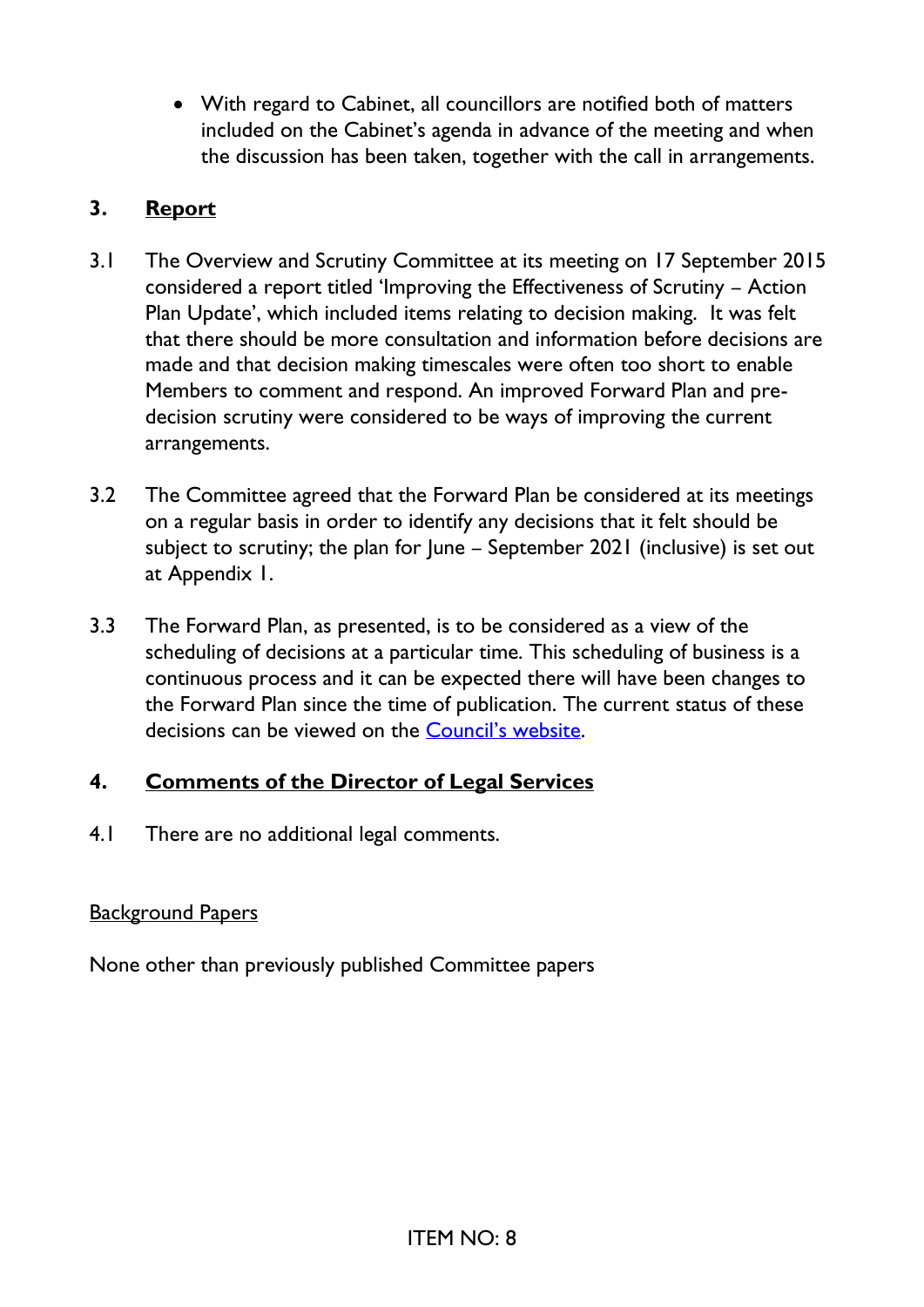- With regard to Cabinet, all councillors are notified both of matters included on the Cabinet's agenda in advance of the meeting and when the discussion has been taken, together with the call in arrangements.

## 3. Report

3.1 The Overview and Scrutiny Committee at its meeting on 17 September 2015 considered a report titled 'Improving the Effectiveness of Scrutiny – Action Plan Update', which included items relating to decision making. It was felt that there should be more consultation and information before decisions are made and that decision making timescales were often too short to enable Members to comment and respond. An improved Forward Plan and pre-decision scrutiny were considered to be ways of improving the current arrangements.

3.2 The Committee agreed that the Forward Plan be considered at its meetings on a regular basis in order to identify any decisions that it felt should be subject to scrutiny; the plan for June – September 2021 (inclusive) is set out at Appendix 1.

3.3 The Forward Plan, as presented, is to be considered as a view of the scheduling of decisions at a particular time. This scheduling of business is a continuous process and it can be expected there will have been changes to the Forward Plan since the time of publication. The current status of these decisions can be viewed on the Council's website.

## 4. Comments of the Director of Legal Services

4.1 There are no additional legal comments.

Background Papers

None other than previously published Committee papers

ITEM NO: 8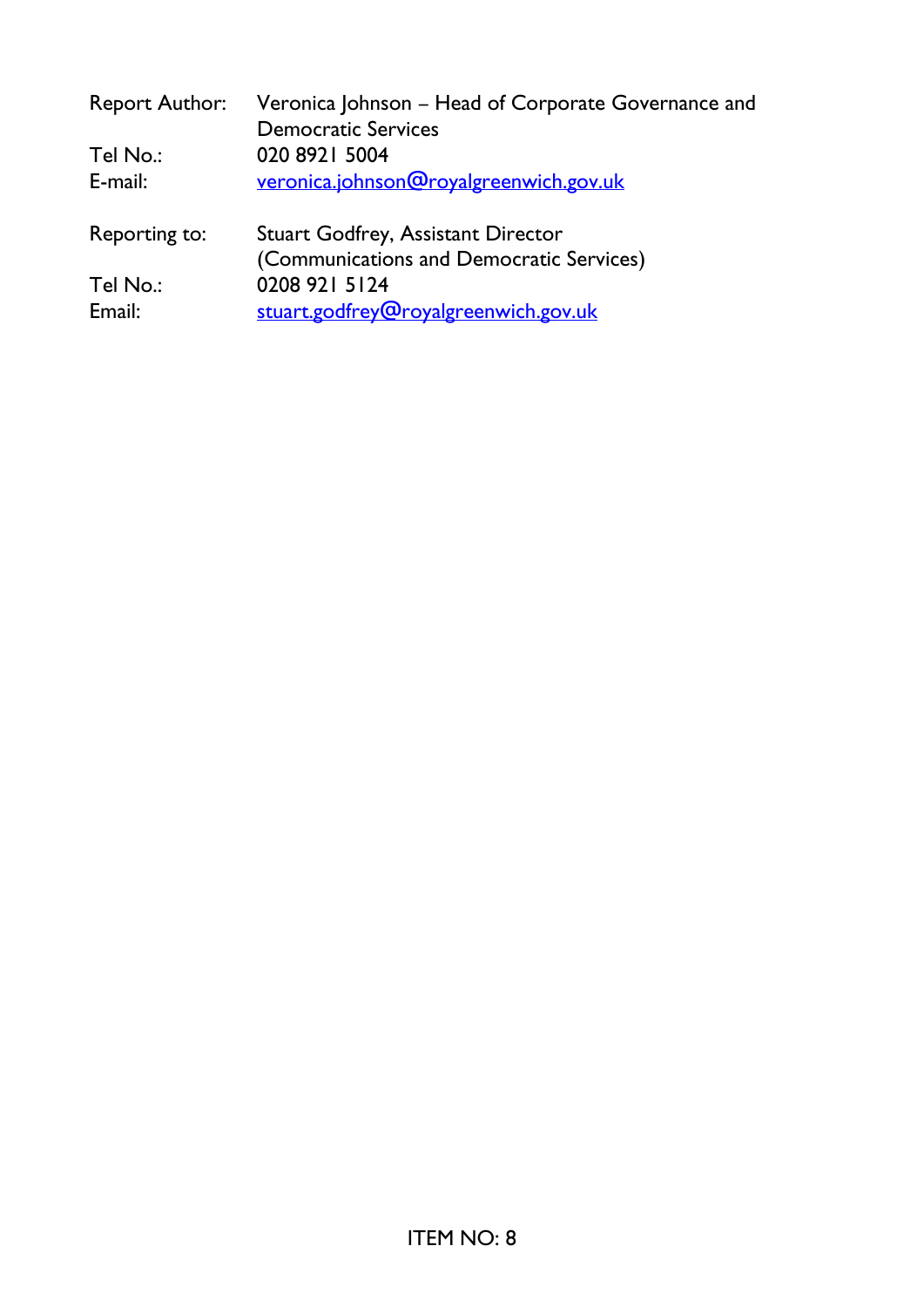| | |
|---|---|
| Report Author: | Veronica Johnson – Head of Corporate Governance and Democratic Services |
| Tel No.: | 020 8921 5004 |
| E-mail: | veronica.johnson@royalgreenwich.gov.uk |

| | |
|---|---|
| Reporting to: | Stuart Godfrey, Assistant Director (Communications and Democratic Services) |
| Tel No.: | 0208 921 5124 |
| Email: | stuart.godfrey@royalgreenwich.gov.uk |

ITEM NO: 8